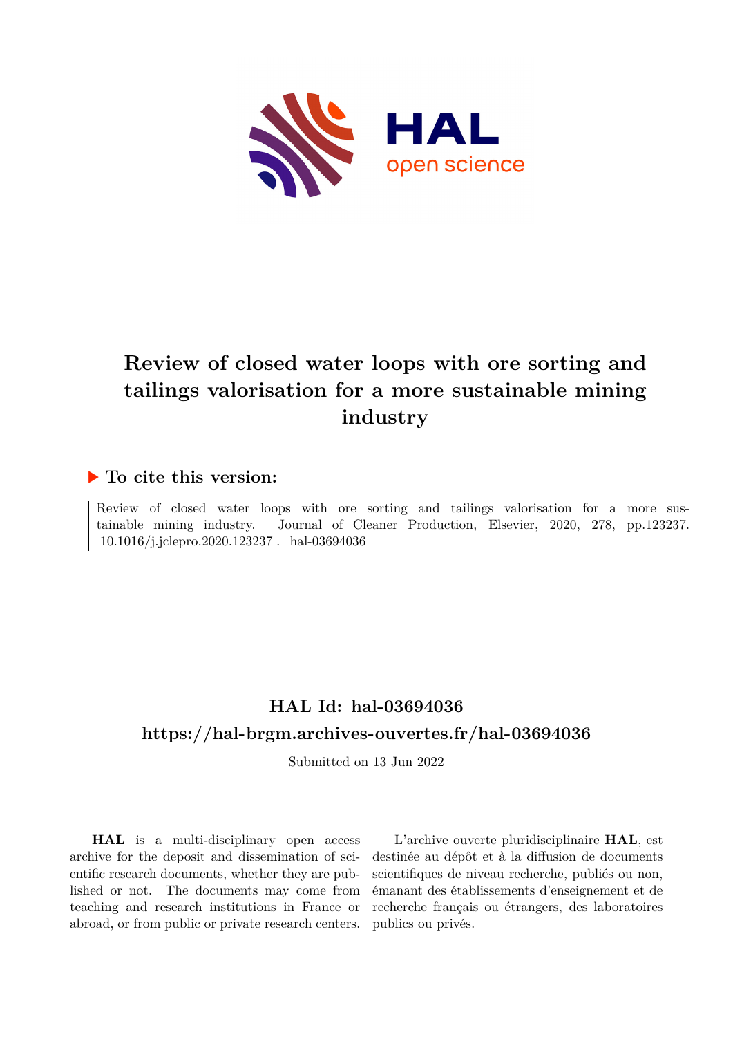# Review of closed water loops with ore sorting and tailings valorisation for a more sustainable mining industry

## ▶ To cite this version:

Review of closed water loops with ore sorting and tailings valorisation for a more sustainable mining industry. Journal of Cleaner Production, Elsevier, 2020, 278, pp.123237. 10.1016/j.jclepro.2020.123237 . hal-03694036

## HAL Id: hal-03694036

## https://hal-brgm.archives-ouvertes.fr/hal-03694036

Submitted on 13 Jun 2022

**HAL** is a multi-disciplinary open access archive for the deposit and dissemination of scientific research documents, whether they are published or not. The documents may come from teaching and research institutions in France or abroad, or from public or private research centers.

L'archive ouverte pluridisciplinaire **HAL**, est destinée au dépôt et à la diffusion de documents scientifiques de niveau recherche, publiés ou non, émanant des établissements d'enseignement et de recherche français ou étrangers, des laboratoires publics ou privés.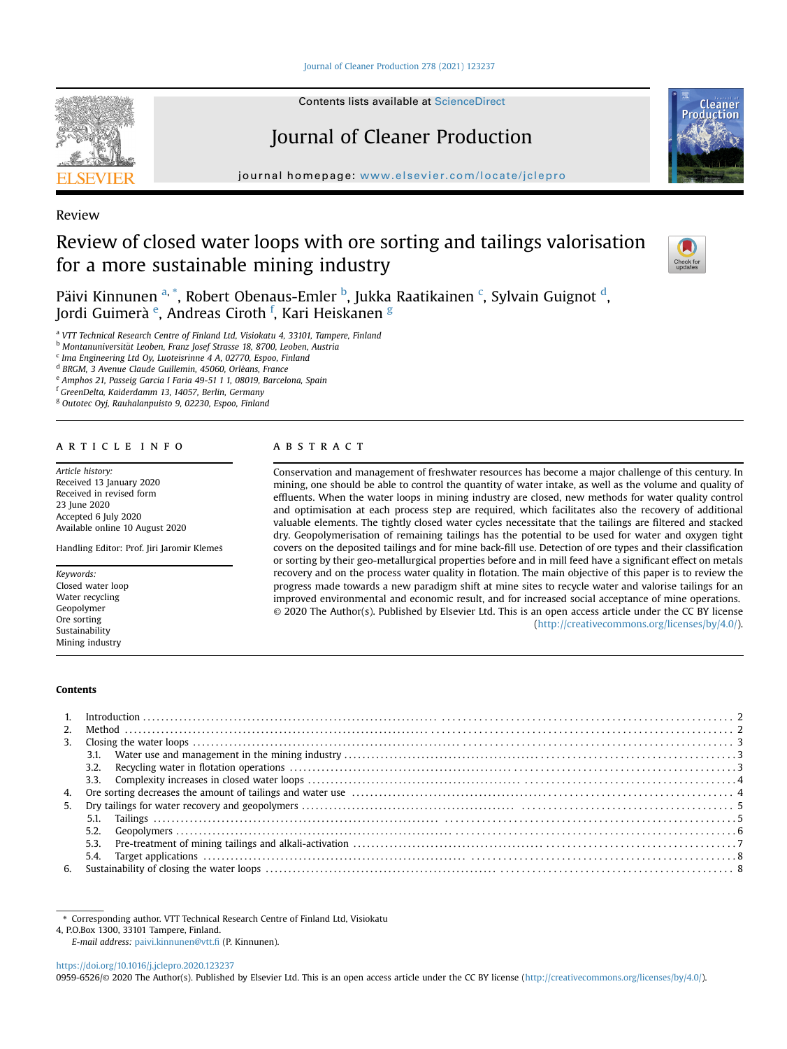Review

# Review of closed water loops with ore sorting and tailings valorisation for a more sustainable mining industry

Päivi Kinnunen [a,*], Robert Obenaus-Emler [b], Jukka Raatikainen [c], Sylvain Guignot [d], Jordi Guimerà [e], Andreas Ciroth [f], Kari Heiskanen [g]

[a] VTT Technical Research Centre of Finland Ltd, Visiokatu 4, 33101, Tampere, Finland
[b] Montanuniversität Leoben, Franz Josef Strasse 18, 8700, Leoben, Austria
[c] Ima Engineering Ltd Oy, Luoteisrinne 4 A, 02770, Espoo, Finland
[d] BRGM, 3 Avenue Claude Guillemin, 45060, Orléans, France
[e] Amphos 21, Passeig Garcia I Faria 49-51 1 1, 08019, Barcelona, Spain
[f] GreenDelta, Kaiderdamm 13, 14057, Berlin, Germany
[g] Outotec Oyj, Rauhalanpuisto 9, 02230, Espoo, Finland

## ARTICLE INFO

*Article history:*
Received 13 January 2020
Received in revised form
23 June 2020
Accepted 6 July 2020
Available online 10 August 2020

Handling Editor: Prof. Jiri Jaromir Klemeš

*Keywords:*
Closed water loop
Water recycling
Geopolymer
Ore sorting
Sustainability
Mining industry

## ABSTRACT

Conservation and management of freshwater resources has become a major challenge of this century. In mining, one should be able to control the quantity of water intake, as well as the volume and quality of effluents. When the water loops in mining industry are closed, new methods for water quality control and optimisation at each process step are required, which facilitates also the recovery of additional valuable elements. The tightly closed water cycles necessitate that the tailings are filtered and stacked dry. Geopolymerisation of remaining tailings has the potential to be used for water and oxygen tight covers on the deposited tailings and for mine back-fill use. Detection of ore types and their classification or sorting by their geo-metallurgical properties before and in mill feed have a significant effect on metals recovery and on the process water quality in flotation. The main objective of this paper is to review the progress made towards a new paradigm shift at mine sites to recycle water and valorise tailings for an improved environmental and economic result, and for increased social acceptance of mine operations.

© 2020 The Author(s). Published by Elsevier Ltd. This is an open access article under the CC BY license (http://creativecommons.org/licenses/by/4.0/).

## Contents

1. Introduction . . . 2
2. Method . . . 2
3. Closing the water loops . . . 3
   3.1. Water use and management in the mining industry . . . 3
   3.2. Recycling water in flotation operations . . . 3
   3.3. Complexity increases in closed water loops . . . 4
4. Ore sorting decreases the amount of tailings and water use . . . 4
5. Dry tailings for water recovery and geopolymers . . . 5
   5.1. Tailings . . . 5
   5.2. Geopolymers . . . 6
   5.3. Pre-treatment of mining tailings and alkali-activation . . . 7
   5.4. Target applications . . . 8
6. Sustainability of closing the water loops . . . 8

* Corresponding author. VTT Technical Research Centre of Finland Ltd, Visiokatu 4, P.O.Box 1300, 33101 Tampere, Finland.
*E-mail address:* paivi.kinnunen@vtt.fi (P. Kinnunen).

https://doi.org/10.1016/j.jclepro.2020.123237
0959-6526/© 2020 The Author(s). Published by Elsevier Ltd. This is an open access article under the CC BY license (http://creativecommons.org/licenses/by/4.0/).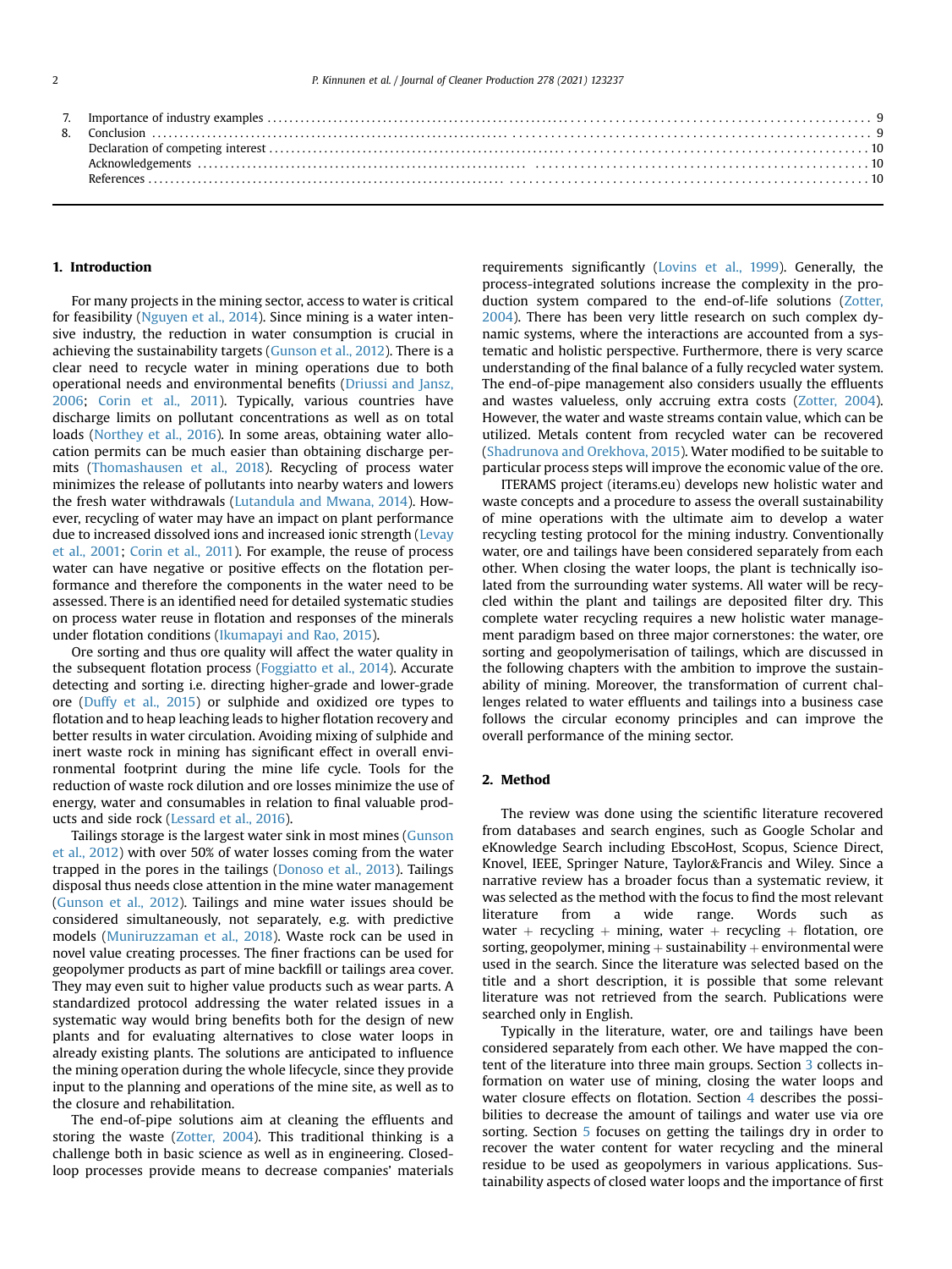7. Importance of industry examples ........ 9
8. Conclusion ........ 9
   Declaration of competing interest ........ 10
   Acknowledgements ........ 10
   References ........ 10

## 1. Introduction

For many projects in the mining sector, access to water is critical for feasibility (Nguyen et al., 2014). Since mining is a water intensive industry, the reduction in water consumption is crucial in achieving the sustainability targets (Gunson et al., 2012). There is a clear need to recycle water in mining operations due to both operational needs and environmental benefits (Driussi and Jansz, 2006; Corin et al., 2011). Typically, various countries have discharge limits on pollutant concentrations as well as on total loads (Northey et al., 2016). In some areas, obtaining water allocation permits can be much easier than obtaining discharge permits (Thomashausen et al., 2018). Recycling of process water minimizes the release of pollutants into nearby waters and lowers the fresh water withdrawals (Lutandula and Mwana, 2014). However, recycling of water may have an impact on plant performance due to increased dissolved ions and increased ionic strength (Levay et al., 2001; Corin et al., 2011). For example, the reuse of process water can have negative or positive effects on the flotation performance and therefore the components in the water need to be assessed. There is an identified need for detailed systematic studies on process water reuse in flotation and responses of the minerals under flotation conditions (Ikumapayi and Rao, 2015).

Ore sorting and thus ore quality will affect the water quality in the subsequent flotation process (Foggiatto et al., 2014). Accurate detecting and sorting i.e. directing higher-grade and lower-grade ore (Duffy et al., 2015) or sulphide and oxidized ore types to flotation and to heap leaching leads to higher flotation recovery and better results in water circulation. Avoiding mixing of sulphide and inert waste rock in mining has significant effect in overall environmental footprint during the mine life cycle. Tools for the reduction of waste rock dilution and ore losses minimize the use of energy, water and consumables in relation to final valuable products and side rock (Lessard et al., 2016).

Tailings storage is the largest water sink in most mines (Gunson et al., 2012) with over 50% of water losses coming from the water trapped in the pores in the tailings (Donoso et al., 2013). Tailings disposal thus needs close attention in the mine water management (Gunson et al., 2012). Tailings and mine water issues should be considered simultaneously, not separately, e.g. with predictive models (Muniruzzaman et al., 2018). Waste rock can be used in novel value creating processes. The finer fractions can be used for geopolymer products as part of mine backfill or tailings area cover. They may even suit to higher value products such as wear parts. A standardized protocol addressing the water related issues in a systematic way would bring benefits both for the design of new plants and for evaluating alternatives to close water loops in already existing plants. The solutions are anticipated to influence the mining operation during the whole lifecycle, since they provide input to the planning and operations of the mine site, as well as to the closure and rehabilitation.

The end-of-pipe solutions aim at cleaning the effluents and storing the waste (Zotter, 2004). This traditional thinking is a challenge both in basic science as well as in engineering. Closed-loop processes provide means to decrease companies' materials requirements significantly (Lovins et al., 1999). Generally, the process-integrated solutions increase the complexity in the production system compared to the end-of-life solutions (Zotter, 2004). There has been very little research on such complex dynamic systems, where the interactions are accounted from a systematic and holistic perspective. Furthermore, there is very scarce understanding of the final balance of a fully recycled water system. The end-of-pipe management also considers usually the effluents and wastes valueless, only accruing extra costs (Zotter, 2004). However, the water and waste streams contain value, which can be utilized. Metals content from recycled water can be recovered (Shadrunova and Orekhova, 2015). Water modified to be suitable to particular process steps will improve the economic value of the ore.

ITERAMS project (iterams.eu) develops new holistic water and waste concepts and a procedure to assess the overall sustainability of mine operations with the ultimate aim to develop a water recycling testing protocol for the mining industry. Conventionally water, ore and tailings have been considered separately from each other. When closing the water loops, the plant is technically isolated from the surrounding water systems. All water will be recycled within the plant and tailings are deposited filter dry. This complete water recycling requires a new holistic water management paradigm based on three major cornerstones: the water, ore sorting and geopolymerisation of tailings, which are discussed in the following chapters with the ambition to improve the sustainability of mining. Moreover, the transformation of current challenges related to water effluents and tailings into a business case follows the circular economy principles and can improve the overall performance of the mining sector.

## 2. Method

The review was done using the scientific literature recovered from databases and search engines, such as Google Scholar and eKnowledge Search including EbscoHost, Scopus, Science Direct, Knovel, IEEE, Springer Nature, Taylor&Francis and Wiley. Since a narrative review has a broader focus than a systematic review, it was selected as the method with the focus to find the most relevant literature from a wide range. Words such as water + recycling + mining, water + recycling + flotation, ore sorting, geopolymer, mining + sustainability + environmental were used in the search. Since the literature was selected based on the title and a short description, it is possible that some relevant literature was not retrieved from the search. Publications were searched only in English.

Typically in the literature, water, ore and tailings have been considered separately from each other. We have mapped the content of the literature into three main groups. Section 3 collects information on water use of mining, closing the water loops and water closure effects on flotation. Section 4 describes the possibilities to decrease the amount of tailings and water use via ore sorting. Section 5 focuses on getting the tailings dry in order to recover the water content for water recycling and the mineral residue to be used as geopolymers in various applications. Sustainability aspects of closed water loops and the importance of first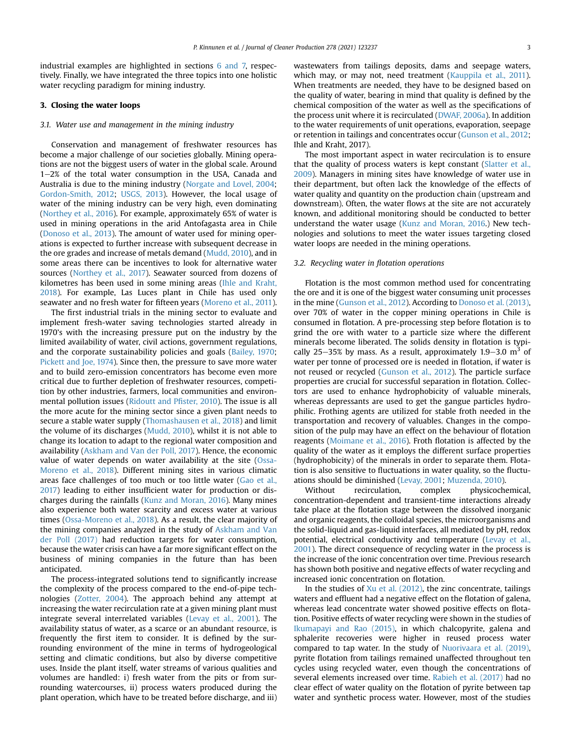industrial examples are highlighted in sections 6 and 7, respectively. Finally, we have integrated the three topics into one holistic water recycling paradigm for mining industry.

## 3. Closing the water loops

### 3.1. Water use and management in the mining industry

Conservation and management of freshwater resources has become a major challenge of our societies globally. Mining operations are not the biggest users of water in the global scale. Around 1–2% of the total water consumption in the USA, Canada and Australia is due to the mining industry (Norgate and Lovel, 2004; Gordon-Smith, 2012; USGS, 2013). However, the local usage of water of the mining industry can be very high, even dominating (Northey et al., 2016). For example, approximately 65% of water is used in mining operations in the arid Antofagasta area in Chile (Donoso et al., 2013). The amount of water used for mining operations is expected to further increase with subsequent decrease in the ore grades and increase of metals demand (Mudd, 2010), and in some areas there can be incentives to look for alternative water sources (Northey et al., 2017). Seawater sourced from dozens of kilometres has been used in some mining areas (Ihle and Kraht, 2018). For example, Las Luces plant in Chile has used only seawater and no fresh water for fifteen years (Moreno et al., 2011).

The first industrial trials in the mining sector to evaluate and implement fresh-water saving technologies started already in 1970's with the increasing pressure put on the industry by the limited availability of water, civil actions, government regulations, and the corporate sustainability policies and goals (Bailey, 1970; Pickett and Joe, 1974). Since then, the pressure to save more water and to build zero-emission concentrators has become even more critical due to further depletion of freshwater resources, competition by other industries, farmers, local communities and environmental pollution issues (Ridoutt and Pfister, 2010). The issue is all the more acute for the mining sector since a given plant needs to secure a stable water supply (Thomashausen et al., 2018) and limit the volume of its discharges (Mudd, 2010), whilst it is not able to change its location to adapt to the regional water composition and availability (Askham and Van der Poll, 2017). Hence, the economic value of water depends on water availability at the site (Ossa-Moreno et al., 2018). Different mining sites in various climatic areas face challenges of too much or too little water (Gao et al., 2017) leading to either insufficient water for production or discharges during the rainfalls (Kunz and Moran, 2016). Many mines also experience both water scarcity and excess water at various times (Ossa-Moreno et al., 2018). As a result, the clear majority of the mining companies analyzed in the study of Askham and Van der Poll (2017) had reduction targets for water consumption, because the water crisis can have a far more significant effect on the business of mining companies in the future than has been anticipated.

The process-integrated solutions tend to significantly increase the complexity of the process compared to the end-of-pipe technologies (Zotter, 2004). The approach behind any attempt at increasing the water recirculation rate at a given mining plant must integrate several interrelated variables (Levay et al., 2001). The availability status of water, as a scarce or an abundant resource, is frequently the first item to consider. It is defined by the surrounding environment of the mine in terms of hydrogeological setting and climatic conditions, but also by diverse competitive uses. Inside the plant itself, water streams of various qualities and volumes are handled: i) fresh water from the pits or from surrounding watercourses, ii) process waters produced during the plant operation, which have to be treated before discharge, and iii) wastewaters from tailings deposits, dams and seepage waters, which may, or may not, need treatment (Kauppila et al., 2011). When treatments are needed, they have to be designed based on the quality of water, bearing in mind that quality is defined by the chemical composition of the water as well as the specifications of the process unit where it is recirculated (DWAF, 2006a). In addition to the water requirements of unit operations, evaporation, seepage or retention in tailings and concentrates occur (Gunson et al., 2012; Ihle and Kraht, 2017).

The most important aspect in water recirculation is to ensure that the quality of process waters is kept constant (Slatter et al., 2009). Managers in mining sites have knowledge of water use in their department, but often lack the knowledge of the effects of water quality and quantity on the production chain (upstream and downstream). Often, the water flows at the site are not accurately known, and additional monitoring should be conducted to better understand the water usage (Kunz and Moran, 2016.) New technologies and solutions to meet the water issues targeting closed water loops are needed in the mining operations.

### 3.2. Recycling water in flotation operations

Flotation is the most common method used for concentrating the ore and it is one of the biggest water consuming unit processes in the mine (Gunson et al., 2012). According to Donoso et al. (2013), over 70% of water in the copper mining operations in Chile is consumed in flotation. A pre-processing step before flotation is to grind the ore with water to a particle size where the different minerals become liberated. The solids density in flotation is typically 25–35% by mass. As a result, approximately 1.9–3.0 $m^3$ of water per tonne of processed ore is needed in flotation, if water is not reused or recycled (Gunson et al., 2012). The particle surface properties are crucial for successful separation in flotation. Collectors are used to enhance hydrophobicity of valuable minerals, whereas depressants are used to get the gangue particles hydrophilic. Frothing agents are utilized for stable froth needed in the transportation and recovery of valuables. Changes in the composition of the pulp may have an effect on the behaviour of flotation reagents (Moimane et al., 2016). Froth flotation is affected by the quality of the water as it employs the different surface properties (hydrophobicity) of the minerals in order to separate them. Flotation is also sensitive to fluctuations in water quality, so the fluctuations should be diminished (Levay, 2001; Muzenda, 2010).

Without recirculation, complex physicochemical, concentration-dependent and transient-time interactions already take place at the flotation stage between the dissolved inorganic and organic reagents, the colloidal species, the microorganisms and the solid-liquid and gas-liquid interfaces, all mediated by pH, redox potential, electrical conductivity and temperature (Levay et al., 2001). The direct consequence of recycling water in the process is the increase of the ionic concentration over time. Previous research has shown both positive and negative effects of water recycling and increased ionic concentration on flotation.

In the studies of Xu et al. (2012), the zinc concentrate, tailings waters and effluent had a negative effect on the flotation of galena, whereas lead concentrate water showed positive effects on flotation. Positive effects of water recycling were shown in the studies of Ikumapayi and Rao (2015), in which chalcopyrite, galena and sphalerite recoveries were higher in reused process water compared to tap water. In the study of Nuorivaara et al. (2019), pyrite flotation from tailings remained unaffected throughout ten cycles using recycled water, even though the concentrations of several elements increased over time. Rabieh et al. (2017) had no clear effect of water quality on the flotation of pyrite between tap water and synthetic process water. However, most of the studies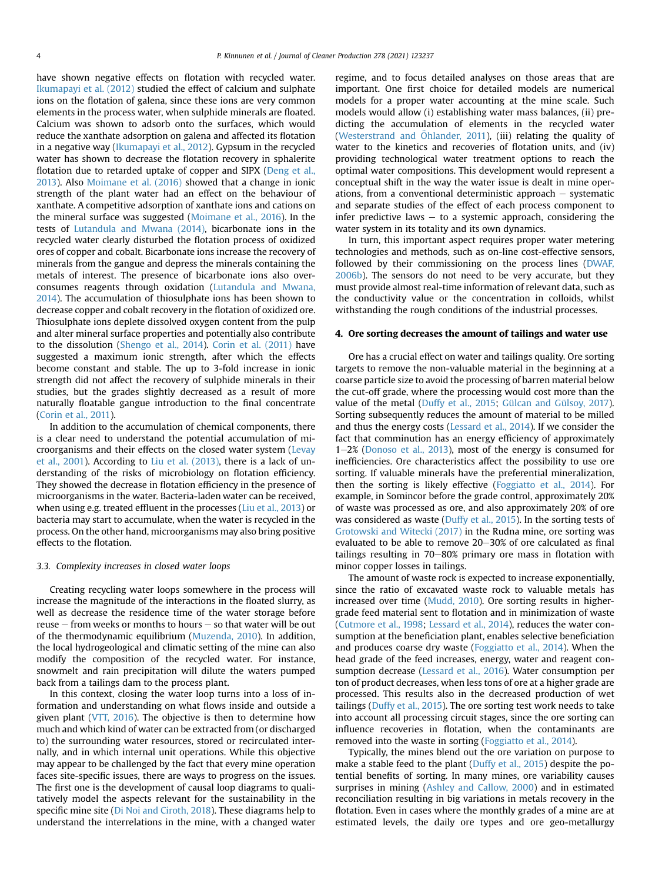have shown negative effects on flotation with recycled water. Ikumapayi et al. (2012) studied the effect of calcium and sulphate ions on the flotation of galena, since these ions are very common elements in the process water, when sulphide minerals are floated. Calcium was shown to adsorb onto the surfaces, which would reduce the xanthate adsorption on galena and affected its flotation in a negative way (Ikumapayi et al., 2012). Gypsum in the recycled water has shown to decrease the flotation recovery in sphalerite flotation due to retarded uptake of copper and SIPX (Deng et al., 2013). Also Moimane et al. (2016) showed that a change in ionic strength of the plant water had an effect on the behaviour of xanthate. A competitive adsorption of xanthate ions and cations on the mineral surface was suggested (Moimane et al., 2016). In the tests of Lutandula and Mwana (2014), bicarbonate ions in the recycled water clearly disturbed the flotation process of oxidized ores of copper and cobalt. Bicarbonate ions increase the recovery of minerals from the gangue and depress the minerals containing the metals of interest. The presence of bicarbonate ions also over-consumes reagents through oxidation (Lutandula and Mwana, 2014). The accumulation of thiosulphate ions has been shown to decrease copper and cobalt recovery in the flotation of oxidized ore. Thiosulphate ions deplete dissolved oxygen content from the pulp and alter mineral surface properties and potentially also contribute to the dissolution (Shengo et al., 2014). Corin et al. (2011) have suggested a maximum ionic strength, after which the effects become constant and stable. The up to 3-fold increase in ionic strength did not affect the recovery of sulphide minerals in their studies, but the grades slightly decreased as a result of more naturally floatable gangue introduction to the final concentrate (Corin et al., 2011).

In addition to the accumulation of chemical components, there is a clear need to understand the potential accumulation of microorganisms and their effects on the closed water system (Levay et al., 2001). According to Liu et al. (2013), there is a lack of understanding of the risks of microbiology on flotation efficiency. They showed the decrease in flotation efficiency in the presence of microorganisms in the water. Bacteria-laden water can be received, when using e.g. treated effluent in the processes (Liu et al., 2013) or bacteria may start to accumulate, when the water is recycled in the process. On the other hand, microorganisms may also bring positive effects to the flotation.

### 3.3. Complexity increases in closed water loops

Creating recycling water loops somewhere in the process will increase the magnitude of the interactions in the floated slurry, as well as decrease the residence time of the water storage before reuse – from weeks or months to hours – so that water will be out of the thermodynamic equilibrium (Muzenda, 2010). In addition, the local hydrogeological and climatic setting of the mine can also modify the composition of the recycled water. For instance, snowmelt and rain precipitation will dilute the waters pumped back from a tailings dam to the process plant.

In this context, closing the water loop turns into a loss of information and understanding on what flows inside and outside a given plant (VTT, 2016). The objective is then to determine how much and which kind of water can be extracted from (or discharged to) the surrounding water resources, stored or recirculated internally, and in which internal unit operations. While this objective may appear to be challenged by the fact that every mine operation faces site-specific issues, there are ways to progress on the issues. The first one is the development of causal loop diagrams to qualitatively model the aspects relevant for the sustainability in the specific mine site (Di Noi and Ciroth, 2018). These diagrams help to understand the interrelations in the mine, with a changed water regime, and to focus detailed analyses on those areas that are important. One first choice for detailed models are numerical models for a proper water accounting at the mine scale. Such models would allow (i) establishing water mass balances, (ii) predicting the accumulation of elements in the recycled water (Westerstrand and Öhlander, 2011), (iii) relating the quality of water to the kinetics and recoveries of flotation units, and (iv) providing technological water treatment options to reach the optimal water compositions. This development would represent a conceptual shift in the way the water issue is dealt in mine operations, from a conventional deterministic approach – systematic and separate studies of the effect of each process component to infer predictive laws – to a systemic approach, considering the water system in its totality and its own dynamics.

In turn, this important aspect requires proper water metering technologies and methods, such as on-line cost-effective sensors, followed by their commissioning on the process lines (DWAF, 2006b). The sensors do not need to be very accurate, but they must provide almost real-time information of relevant data, such as the conductivity value or the concentration in colloids, whilst withstanding the rough conditions of the industrial processes.

## 4. Ore sorting decreases the amount of tailings and water use

Ore has a crucial effect on water and tailings quality. Ore sorting targets to remove the non-valuable material in the beginning at a coarse particle size to avoid the processing of barren material below the cut-off grade, where the processing would cost more than the value of the metal (Duffy et al., 2015; Gülcan and Gülsoy, 2017). Sorting subsequently reduces the amount of material to be milled and thus the energy costs (Lessard et al., 2014). If we consider the fact that comminution has an energy efficiency of approximately 1–2% (Donoso et al., 2013), most of the energy is consumed for inefficiencies. Ore characteristics affect the possibility to use ore sorting. If valuable minerals have the preferential mineralization, then the sorting is likely effective (Foggiatto et al., 2014). For example, in Somincor before the grade control, approximately 20% of waste was processed as ore, and also approximately 20% of ore was considered as waste (Duffy et al., 2015). In the sorting tests of Grotowski and Witecki (2017) in the Rudna mine, ore sorting was evaluated to be able to remove 20–30% of ore calculated as final tailings resulting in 70–80% primary ore mass in flotation with minor copper losses in tailings.

The amount of waste rock is expected to increase exponentially, since the ratio of excavated waste rock to valuable metals has increased over time (Mudd, 2010). Ore sorting results in higher-grade feed material sent to flotation and in minimization of waste (Cutmore et al., 1998; Lessard et al., 2014), reduces the water consumption at the beneficiation plant, enables selective beneficiation and produces coarse dry waste (Foggiatto et al., 2014). When the head grade of the feed increases, energy, water and reagent consumption decrease (Lessard et al., 2016). Water consumption per ton of product decreases, when less tons of ore at a higher grade are processed. This results also in the decreased production of wet tailings (Duffy et al., 2015). The ore sorting test work needs to take into account all processing circuit stages, since the ore sorting can influence recoveries in flotation, when the contaminants are removed into the waste in sorting (Foggiatto et al., 2014).

Typically, the mines blend out the ore variation on purpose to make a stable feed to the plant (Duffy et al., 2015) despite the potential benefits of sorting. In many mines, ore variability causes surprises in mining (Ashley and Callow, 2000) and in estimated reconciliation resulting in big variations in metals recovery in the flotation. Even in cases where the monthly grades of a mine are at estimated levels, the daily ore types and ore geo-metallurgy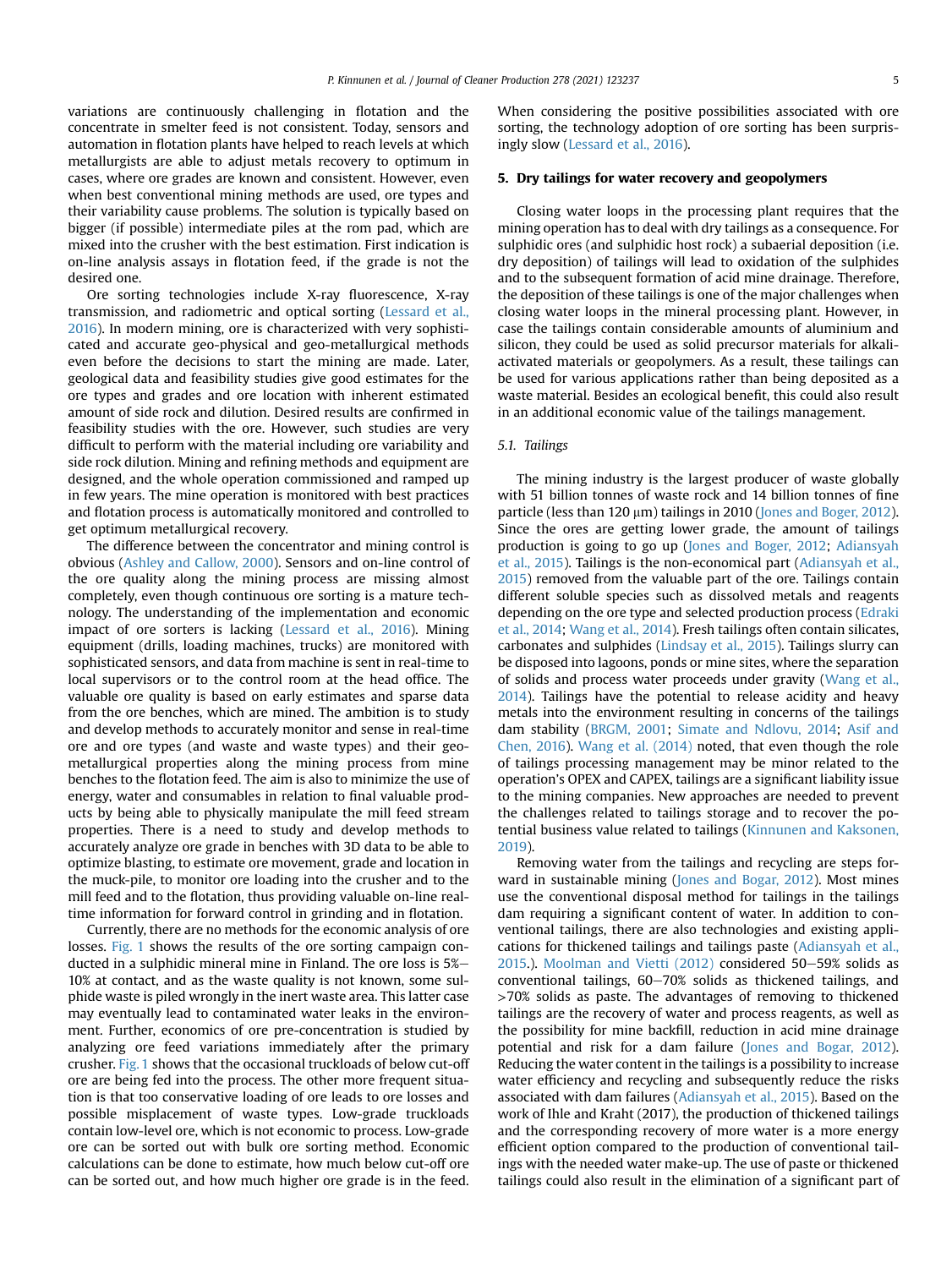variations are continuously challenging in flotation and the concentrate in smelter feed is not consistent. Today, sensors and automation in flotation plants have helped to reach levels at which metallurgists are able to adjust metals recovery to optimum in cases, where ore grades are known and consistent. However, even when best conventional mining methods are used, ore types and their variability cause problems. The solution is typically based on bigger (if possible) intermediate piles at the rom pad, which are mixed into the crusher with the best estimation. First indication is on-line analysis assays in flotation feed, if the grade is not the desired one.

Ore sorting technologies include X-ray fluorescence, X-ray transmission, and radiometric and optical sorting (Lessard et al., 2016). In modern mining, ore is characterized with very sophisticated and accurate geo-physical and geo-metallurgical methods even before the decisions to start the mining are made. Later, geological data and feasibility studies give good estimates for the ore types and grades and ore location with inherent estimated amount of side rock and dilution. Desired results are confirmed in feasibility studies with the ore. However, such studies are very difficult to perform with the material including ore variability and side rock dilution. Mining and refining methods and equipment are designed, and the whole operation commissioned and ramped up in few years. The mine operation is monitored with best practices and flotation process is automatically monitored and controlled to get optimum metallurgical recovery.

The difference between the concentrator and mining control is obvious (Ashley and Callow, 2000). Sensors and on-line control of the ore quality along the mining process are missing almost completely, even though continuous ore sorting is a mature technology. The understanding of the implementation and economic impact of ore sorters is lacking (Lessard et al., 2016). Mining equipment (drills, loading machines, trucks) are monitored with sophisticated sensors, and data from machine is sent in real-time to local supervisors or to the control room at the head office. The valuable ore quality is based on early estimates and sparse data from the ore benches, which are mined. The ambition is to study and develop methods to accurately monitor and sense in real-time ore and ore types (and waste and waste types) and their geo-metallurgical properties along the mining process from mine benches to the flotation feed. The aim is also to minimize the use of energy, water and consumables in relation to final valuable products by being able to physically manipulate the mill feed stream properties. There is a need to study and develop methods to accurately analyze ore grade in benches with 3D data to be able to optimize blasting, to estimate ore movement, grade and location in the muck-pile, to monitor ore loading into the crusher and to the mill feed and to the flotation, thus providing valuable on-line real-time information for forward control in grinding and in flotation.

Currently, there are no methods for the economic analysis of ore losses. Fig. 1 shows the results of the ore sorting campaign conducted in a sulphidic mineral mine in Finland. The ore loss is 5%–10% at contact, and as the waste quality is not known, some sulphide waste is piled wrongly in the inert waste area. This latter case may eventually lead to contaminated water leaks in the environment. Further, economics of ore pre-concentration is studied by analyzing ore feed variations immediately after the primary crusher. Fig. 1 shows that the occasional truckloads of below cut-off ore are being fed into the process. The other more frequent situation is that too conservative loading of ore leads to ore losses and possible misplacement of waste types. Low-grade truckloads contain low-level ore, which is not economic to process. Low-grade ore can be sorted out with bulk ore sorting method. Economic calculations can be done to estimate, how much below cut-off ore can be sorted out, and how much higher ore grade is in the feed. When considering the positive possibilities associated with ore sorting, the technology adoption of ore sorting has been surprisingly slow (Lessard et al., 2016).

## 5. Dry tailings for water recovery and geopolymers

Closing water loops in the processing plant requires that the mining operation has to deal with dry tailings as a consequence. For sulphidic ores (and sulphidic host rock) a subaerial deposition (i.e. dry deposition) of tailings will lead to oxidation of the sulphides and to the subsequent formation of acid mine drainage. Therefore, the deposition of these tailings is one of the major challenges when closing water loops in the mineral processing plant. However, in case the tailings contain considerable amounts of aluminium and silicon, they could be used as solid precursor materials for alkali-activated materials or geopolymers. As a result, these tailings can be used for various applications rather than being deposited as a waste material. Besides an ecological benefit, this could also result in an additional economic value of the tailings management.

### 5.1. Tailings

The mining industry is the largest producer of waste globally with 51 billion tonnes of waste rock and 14 billion tonnes of fine particle (less than 120 μm) tailings in 2010 (Jones and Boger, 2012). Since the ores are getting lower grade, the amount of tailings production is going to go up (Jones and Boger, 2012; Adiansyah et al., 2015). Tailings is the non-economical part (Adiansyah et al., 2015) removed from the valuable part of the ore. Tailings contain different soluble species such as dissolved metals and reagents depending on the ore type and selected production process (Edraki et al., 2014; Wang et al., 2014). Fresh tailings often contain silicates, carbonates and sulphides (Lindsay et al., 2015). Tailings slurry can be disposed into lagoons, ponds or mine sites, where the separation of solids and process water proceeds under gravity (Wang et al., 2014). Tailings have the potential to release acidity and heavy metals into the environment resulting in concerns of the tailings dam stability (BRGM, 2001; Simate and Ndlovu, 2014; Asif and Chen, 2016). Wang et al. (2014) noted, that even though the role of tailings processing management may be minor related to the operation's OPEX and CAPEX, tailings are a significant liability issue to the mining companies. New approaches are needed to prevent the challenges related to tailings storage and to recover the potential business value related to tailings (Kinnunen and Kaksonen, 2019).

Removing water from the tailings and recycling are steps forward in sustainable mining (Jones and Bogar, 2012). Most mines use the conventional disposal method for tailings in the tailings dam requiring a significant content of water. In addition to conventional tailings, there are also technologies and existing applications for thickened tailings and tailings paste (Adiansyah et al., 2015.). Moolman and Vietti (2012) considered 50–59% solids as conventional tailings, 60–70% solids as thickened tailings, and >70% solids as paste. The advantages of removing to thickened tailings are the recovery of water and process reagents, as well as the possibility for mine backfill, reduction in acid mine drainage potential and risk for a dam failure (Jones and Bogar, 2012). Reducing the water content in the tailings is a possibility to increase water efficiency and recycling and subsequently reduce the risks associated with dam failures (Adiansyah et al., 2015). Based on the work of Ihle and Kraht (2017), the production of thickened tailings and the corresponding recovery of more water is a more energy efficient option compared to the production of conventional tailings with the needed water make-up. The use of paste or thickened tailings could also result in the elimination of a significant part of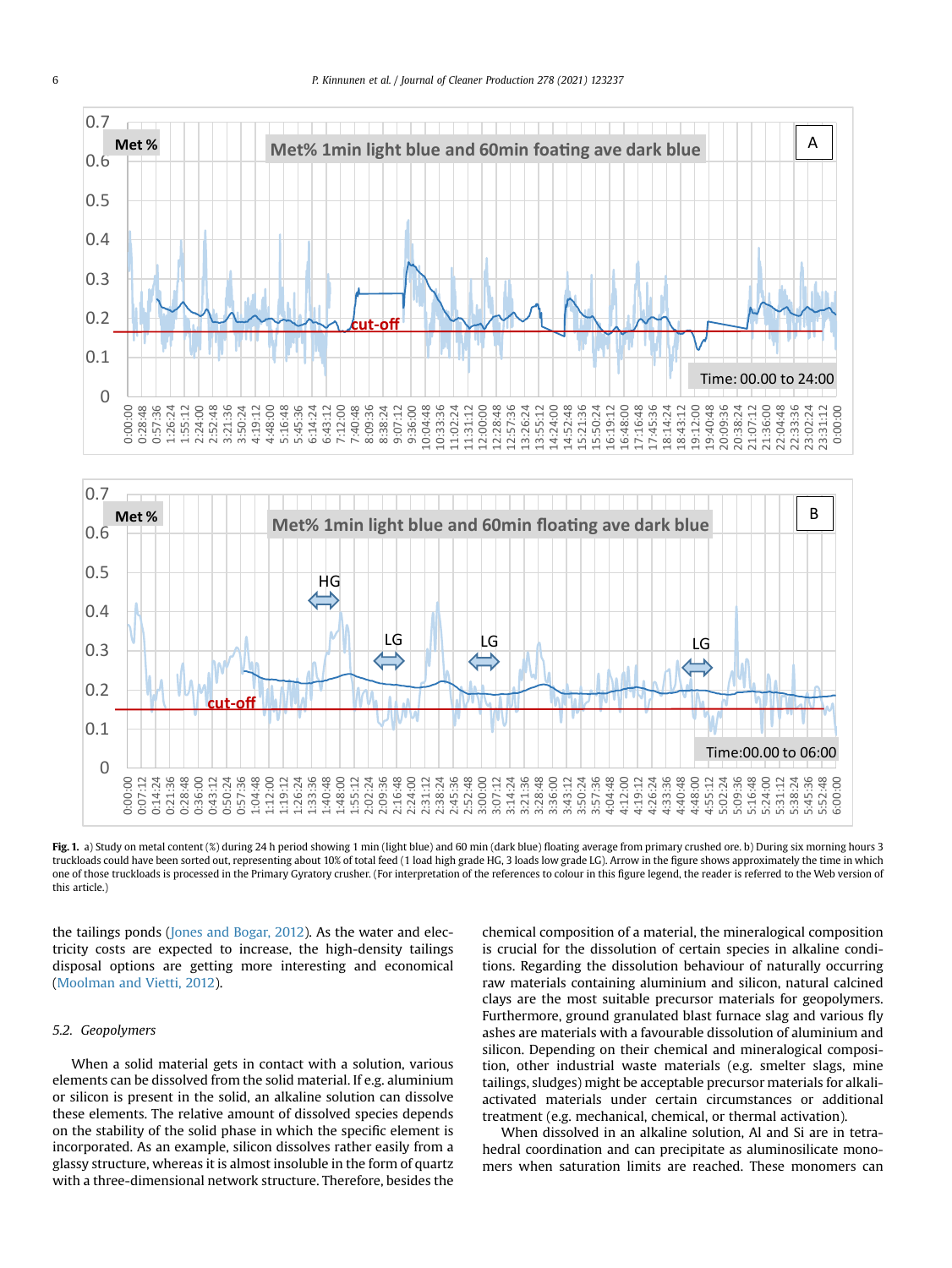**Fig. 1.** a) Study on metal content (%) during 24 h period showing 1 min (light blue) and 60 min (dark blue) floating average from primary crushed ore. b) During six morning hours 3 truckloads could have been sorted out, representing about 10% of total feed (1 load high grade HG, 3 loads low grade LG). Arrow in the figure shows approximately the time in which one of those truckloads is processed in the Primary Gyratory crusher. (For interpretation of the references to colour in this figure legend, the reader is referred to the Web version of this article.)

the tailings ponds (Jones and Bogar, 2012). As the water and electricity costs are expected to increase, the high-density tailings disposal options are getting more interesting and economical (Moolman and Vietti, 2012).

### 5.2. Geopolymers

When a solid material gets in contact with a solution, various elements can be dissolved from the solid material. If e.g. aluminium or silicon is present in the solid, an alkaline solution can dissolve these elements. The relative amount of dissolved species depends on the stability of the solid phase in which the specific element is incorporated. As an example, silicon dissolves rather easily from a glassy structure, whereas it is almost insoluble in the form of quartz with a three-dimensional network structure. Therefore, besides the chemical composition of a material, the mineralogical composition is crucial for the dissolution of certain species in alkaline conditions. Regarding the dissolution behaviour of naturally occurring raw materials containing aluminium and silicon, natural calcined clays are the most suitable precursor materials for geopolymers. Furthermore, ground granulated blast furnace slag and various fly ashes are materials with a favourable dissolution of aluminium and silicon. Depending on their chemical and mineralogical composition, other industrial waste materials (e.g. smelter slags, mine tailings, sludges) might be acceptable precursor materials for alkali-activated materials under certain circumstances or additional treatment (e.g. mechanical, chemical, or thermal activation).

When dissolved in an alkaline solution, Al and Si are in tetrahedral coordination and can precipitate as aluminosilicate monomers when saturation limits are reached. These monomers can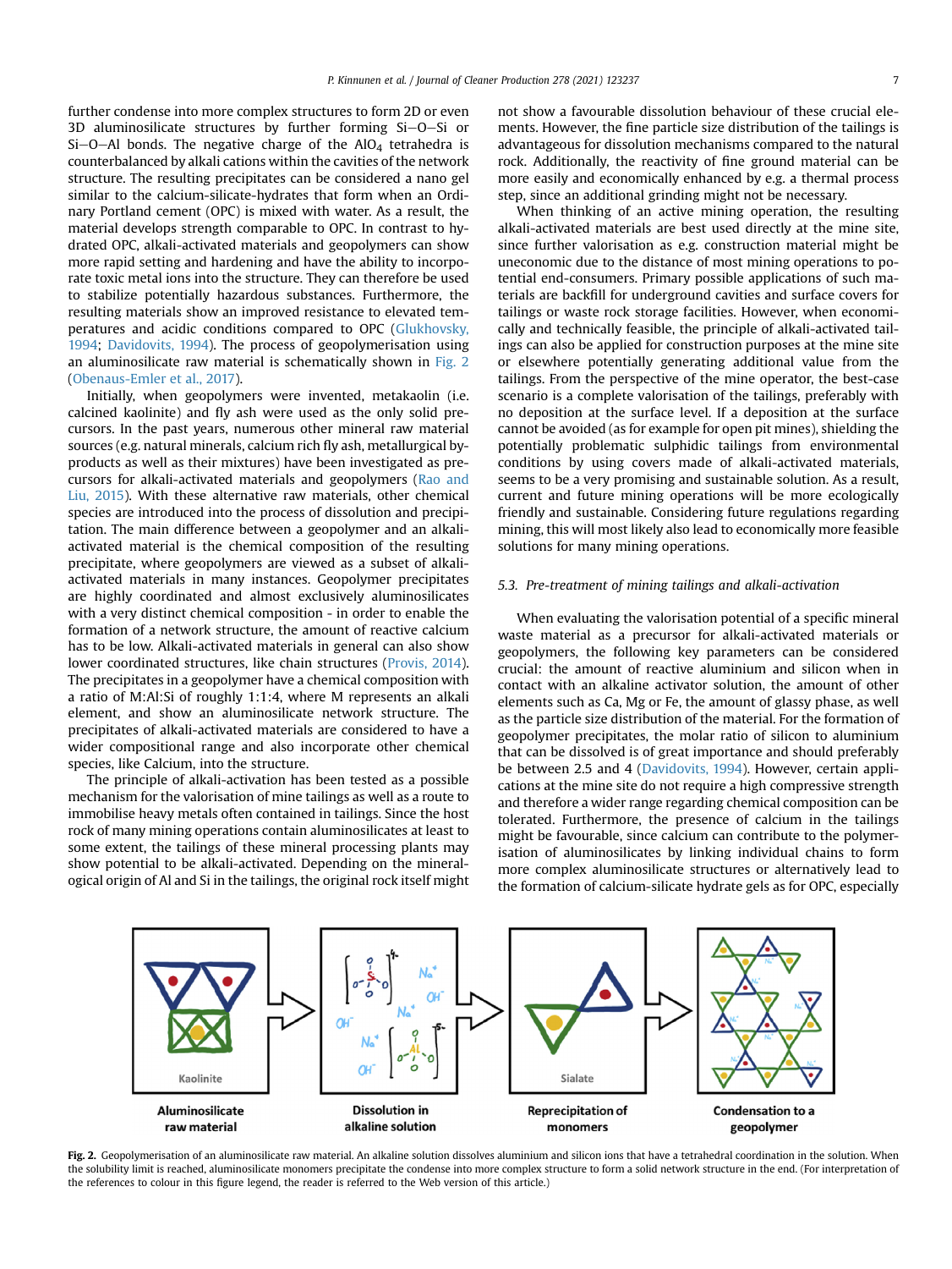further condense into more complex structures to form 2D or even 3D aluminosilicate structures by further forming Si—O—Si or Si—O—Al bonds. The negative charge of the $AlO_4$ tetrahedra is counterbalanced by alkali cations within the cavities of the network structure. The resulting precipitates can be considered a nano gel similar to the calcium-silicate-hydrates that form when an Ordinary Portland cement (OPC) is mixed with water. As a result, the material develops strength comparable to OPC. In contrast to hydrated OPC, alkali-activated materials and geopolymers can show more rapid setting and hardening and have the ability to incorporate toxic metal ions into the structure. They can therefore be used to stabilize potentially hazardous substances. Furthermore, the resulting materials show an improved resistance to elevated temperatures and acidic conditions compared to OPC (Glukhovsky, 1994; Davidovits, 1994). The process of geopolymerisation using an aluminosilicate raw material is schematically shown in Fig. 2 (Obenaus-Emler et al., 2017).

Initially, when geopolymers were invented, metakaolin (i.e. calcined kaolinite) and fly ash were used as the only solid precursors. In the past years, numerous other mineral raw material sources (e.g. natural minerals, calcium rich fly ash, metallurgical by-products as well as their mixtures) have been investigated as precursors for alkali-activated materials and geopolymers (Rao and Liu, 2015). With these alternative raw materials, other chemical species are introduced into the process of dissolution and precipitation. The main difference between a geopolymer and an alkali-activated material is the chemical composition of the resulting precipitate, where geopolymers are viewed as a subset of alkali-activated materials in many instances. Geopolymer precipitates are highly coordinated and almost exclusively aluminosilicates with a very distinct chemical composition - in order to enable the formation of a network structure, the amount of reactive calcium has to be low. Alkali-activated materials in general can also show lower coordinated structures, like chain structures (Provis, 2014). The precipitates in a geopolymer have a chemical composition with a ratio of M:Al:Si of roughly 1:1:4, where M represents an alkali element, and show an aluminosilicate network structure. The precipitates of alkali-activated materials are considered to have a wider compositional range and also incorporate other chemical species, like Calcium, into the structure.

The principle of alkali-activation has been tested as a possible mechanism for the valorisation of mine tailings as well as a route to immobilise heavy metals often contained in tailings. Since the host rock of many mining operations contain aluminosilicates at least to some extent, the tailings of these mineral processing plants may show potential to be alkali-activated. Depending on the mineralogical origin of Al and Si in the tailings, the original rock itself might not show a favourable dissolution behaviour of these crucial elements. However, the fine particle size distribution of the tailings is advantageous for dissolution mechanisms compared to the natural rock. Additionally, the reactivity of fine ground material can be more easily and economically enhanced by e.g. a thermal process step, since an additional grinding might not be necessary.

When thinking of an active mining operation, the resulting alkali-activated materials are best used directly at the mine site, since further valorisation as e.g. construction material might be uneconomic due to the distance of most mining operations to potential end-consumers. Primary possible applications of such materials are backfill for underground cavities and surface covers for tailings or waste rock storage facilities. However, when economically and technically feasible, the principle of alkali-activated tailings can also be applied for construction purposes at the mine site or elsewhere generating potentially additional value from the tailings. From the perspective of the mine operator, the best-case scenario is a complete valorisation of the tailings, preferably with no deposition at the surface level. If a deposition at the surface cannot be avoided (as for example for open pit mines), shielding the potentially problematic sulphidic tailings from environmental conditions by using covers made of alkali-activated materials, seems to be a very promising and sustainable solution. As a result, current and future mining operations will be more ecologically friendly and sustainable. Considering future regulations regarding mining, this will most likely also lead to economically more feasible solutions for many mining operations.

### 5.3. Pre-treatment of mining tailings and alkali-activation

When evaluating the valorisation potential of a specific mineral waste material as a precursor for alkali-activated materials or geopolymers, the following key parameters can be considered crucial: the amount of reactive aluminium and silicon when in contact with an alkaline activator solution, the amount of other elements such as Ca, Mg or Fe, the amount of glassy phase, as well as the particle size distribution of the material. For the formation of geopolymer precipitates, the molar ratio of silicon to aluminium that can be dissolved is of great importance and should preferably be between 2.5 and 4 (Davidovits, 1994). However, certain applications at the mine site do not require a high compressive strength and therefore a wider range regarding chemical composition can be tolerated. Furthermore, the presence of calcium in the tailings might be favourable, since calcium can contribute to the polymerisation of aluminosilicates by linking individual chains to form more complex aluminosilicate structures or alternatively lead to the formation of calcium-silicate hydrate gels as for OPC, especially

Kaolinite | Sialate

**Aluminosilicate raw material** → **Dissolution in alkaline solution** → **Reprecipitation of monomers** → **Condensation to a geopolymer**

**Fig. 2.** Geopolymerisation of an aluminosilicate raw material. An alkaline solution dissolves aluminium and silicon ions that have a tetrahedral coordination in the solution. When the solubility limit is reached, aluminosilicate monomers precipitate the condense into more complex structure to form a solid network structure in the end. (For interpretation of the references to colour in this figure legend, the reader is referred to the Web version of this article.)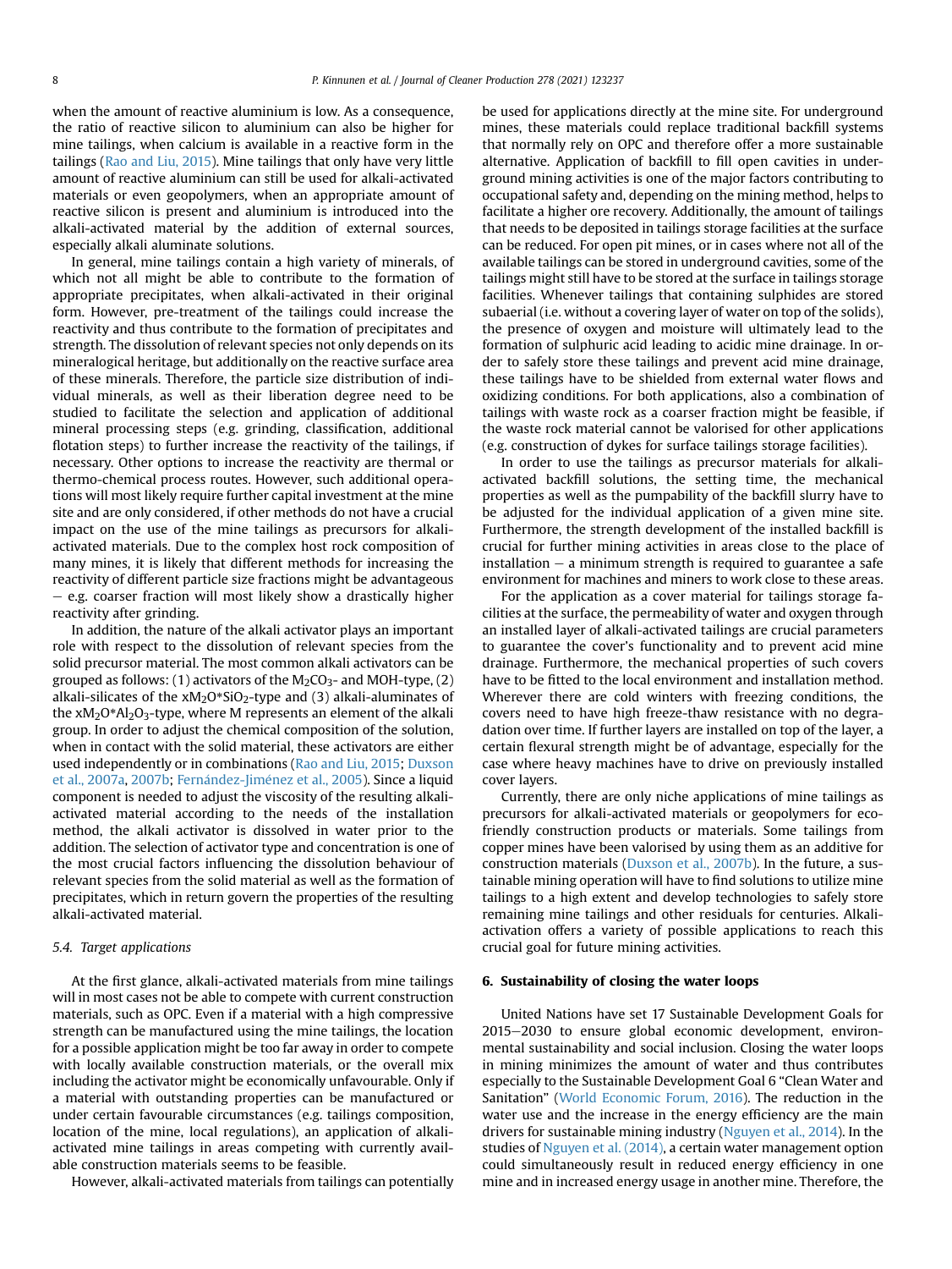when the amount of reactive aluminium is low. As a consequence, the ratio of reactive silicon to aluminium can also be higher for mine tailings, when calcium is available in a reactive form in the tailings (Rao and Liu, 2015). Mine tailings that only have very little amount of reactive aluminium can still be used for alkali-activated materials or even geopolymers, when an appropriate amount of reactive silicon is present and aluminium is introduced into the alkali-activated material by the addition of external sources, especially alkali aluminate solutions.

In general, mine tailings contain a high variety of minerals, of which not all might be able to contribute to the formation of appropriate precipitates, when alkali-activated in their original form. However, pre-treatment of the tailings could increase the reactivity and thus contribute to the formation of precipitates and strength. The dissolution of relevant species not only depends on its mineralogical heritage, but additionally on the reactive surface area of these minerals. Therefore, the particle size distribution of individual minerals, as well as their liberation degree need to be studied to facilitate the selection and application of additional mineral processing steps (e.g. grinding, classification, additional flotation steps) to further increase the reactivity of the tailings, if necessary. Other options to increase the reactivity are thermal or thermo-chemical process routes. However, such additional operations will most likely require further capital investment at the mine site and are only considered, if other methods do not have a crucial impact on the use of the mine tailings as precursors for alkali-activated materials. Due to the complex host rock composition of many mines, it is likely that different methods for increasing the reactivity of different particle size fractions might be advantageous – e.g. coarser fraction will most likely show a drastically higher reactivity after grinding.

In addition, the nature of the alkali activator plays an important role with respect to the dissolution of relevant species from the solid precursor material. The most common alkali activators can be grouped as follows: (1) activators of the $M_2CO_3$- and MOH-type, (2) alkali-silicates of the $xM_2O*SiO_2$-type and (3) alkali-aluminates of the $xM_2O*Al_2O_3$-type, where M represents an element of the alkali group. In order to adjust the chemical composition of the solution, when in contact with the solid material, these activators are either used independently or in combinations (Rao and Liu, 2015; Duxson et al., 2007a, 2007b; Fernández-Jiménez et al., 2005). Since a liquid component is needed to adjust the viscosity of the resulting alkali-activated material according to the needs of the installation method, the alkali activator is dissolved in water prior to the addition. The selection of activator type and concentration is one of the most crucial factors influencing the dissolution behaviour of relevant species from the solid material as well as the formation of precipitates, which in return govern the properties of the resulting alkali-activated material.

### 5.4. Target applications

At the first glance, alkali-activated materials from mine tailings will in most cases not be able to compete with current construction materials, such as OPC. Even if a material with a high compressive strength can be manufactured using the mine tailings, the location for a possible application might be too far away in order to compete with locally available construction materials, or the overall mix including the activator might be economically unfavourable. Only if a material with outstanding properties can be manufactured or under certain favourable circumstances (e.g. tailings composition, location of the mine, local regulations), an application of alkali-activated mine tailings in areas competing with currently available construction materials seems to be feasible.

However, alkali-activated materials from tailings can potentially be used for applications directly at the mine site. For underground mines, these materials could replace traditional backfill systems that normally rely on OPC and therefore offer a more sustainable alternative. Application of backfill to fill open cavities in underground mining activities is one of the major factors contributing to occupational safety and, depending on the mining method, helps to facilitate a higher ore recovery. Additionally, the amount of tailings that needs to be deposited in tailings storage facilities at the surface can be reduced. For open pit mines, or in cases where not all of the available tailings can be stored in underground cavities, some of the tailings might still have to be stored at the surface in tailings storage facilities. Whenever tailings that containing sulphides are stored subaerial (i.e. without a covering layer of water on top of the solids), the presence of oxygen and moisture will ultimately lead to the formation of sulphuric acid leading to acidic mine drainage. In order to safely store these tailings and prevent acid mine drainage, these tailings have to be shielded from external water flows and oxidizing conditions. For both applications, also a combination of tailings with waste rock as a coarser fraction might be feasible, if the waste rock material cannot be valorised for other applications (e.g. construction of dykes for surface tailings storage facilities).

In order to use the tailings as precursor materials for alkali-activated backfill solutions, the setting time, the mechanical properties as well as the pumpability of the backfill slurry have to be adjusted for the individual application of a given mine site. Furthermore, the strength development of the installed backfill is crucial for further mining activities in areas close to the place of installation – a minimum strength is required to guarantee a safe environment for machines and miners to work close to these areas.

For the application as a cover material for tailings storage facilities at the surface, the permeability of water and oxygen through an installed layer of alkali-activated tailings are crucial parameters to guarantee the cover's functionality and to prevent acid mine drainage. Furthermore, the mechanical properties of such covers have to be fitted to the local environment and installation method. Wherever there are cold winters with freezing conditions, the covers need to have high freeze-thaw resistance with no degradation over time. If further layers are installed on top of the layer, a certain flexural strength might be of advantage, especially for the case where heavy machines have to drive on previously installed cover layers.

Currently, there are only niche applications of mine tailings as precursors for alkali-activated materials or geopolymers for eco-friendly construction products or materials. Some tailings from copper mines have been valorised by using them as an additive for construction materials (Duxson et al., 2007b). In the future, a sustainable mining operation will have to find solutions to utilize mine tailings to a high extent and develop technologies to safely store remaining mine tailings and other residuals for centuries. Alkali-activation offers a variety of possible applications to reach this crucial goal for future mining activities.

## 6. Sustainability of closing the water loops

United Nations have set 17 Sustainable Development Goals for 2015–2030 to ensure global economic development, environmental sustainability and social inclusion. Closing the water loops in mining minimizes the amount of water and thus contributes especially to the Sustainable Development Goal 6 "Clean Water and Sanitation" (World Economic Forum, 2016). The reduction in the water use and the increase in the energy efficiency are the main drivers for sustainable mining industry (Nguyen et al., 2014). In the studies of Nguyen et al. (2014), a certain water management option could simultaneously result in reduced energy efficiency in one mine and in increased energy usage in another mine. Therefore, the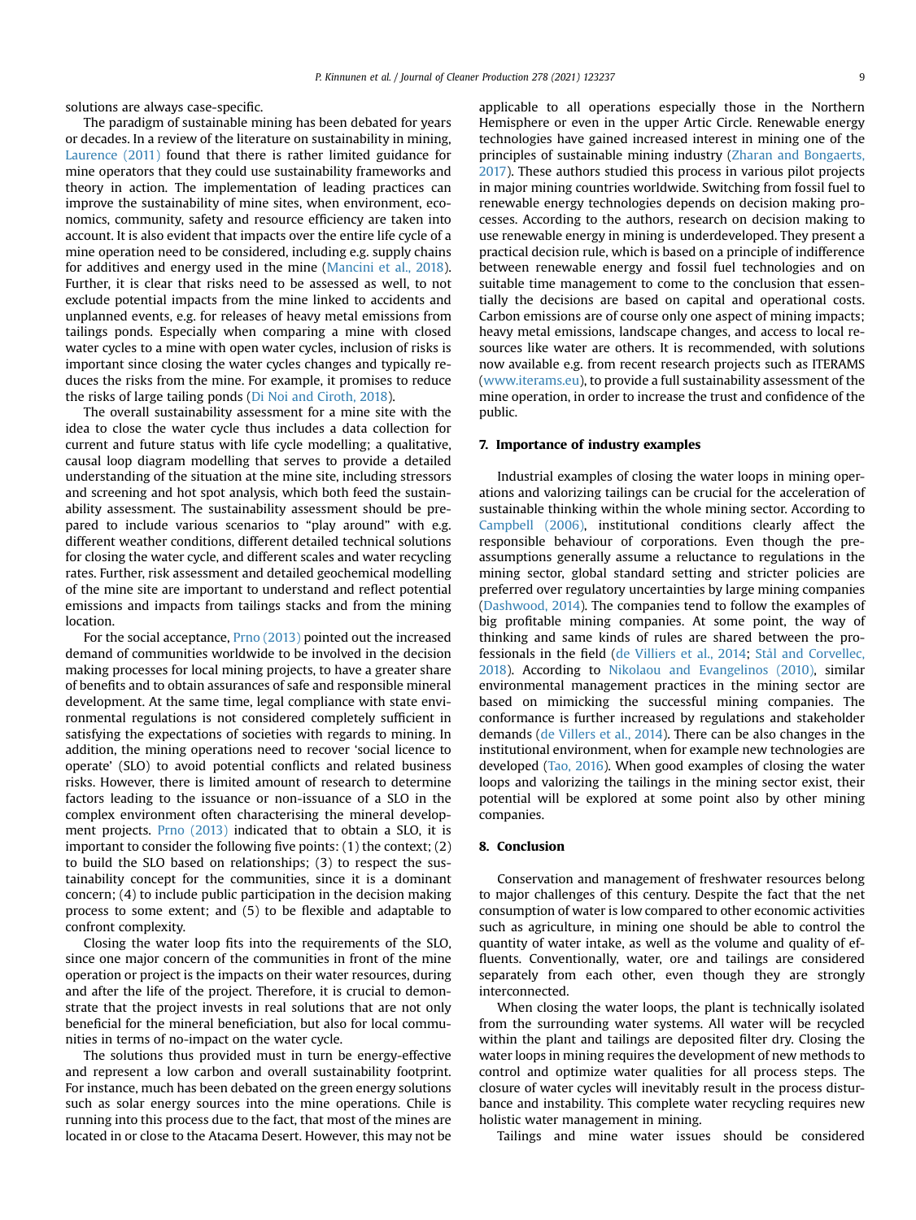solutions are always case-specific.

The paradigm of sustainable mining has been debated for years or decades. In a review of the literature on sustainability in mining, Laurence (2011) found that there is rather limited guidance for mine operators that they could use sustainability frameworks and theory in action. The implementation of leading practices can improve the sustainability of mine sites, when environment, economics, community, safety and resource efficiency are taken into account. It is also evident that impacts over the entire life cycle of a mine operation need to be considered, including e.g. supply chains for additives and energy used in the mine (Mancini et al., 2018). Further, it is clear that risks need to be assessed as well, to not exclude potential impacts from the mine linked to accidents and unplanned events, e.g. for releases of heavy metal emissions from tailings ponds. Especially when comparing a mine with closed water cycles to a mine with open water cycles, inclusion of risks is important since closing the water cycles changes and typically reduces the risks from the mine. For example, it promises to reduce the risks of large tailing ponds (Di Noi and Ciroth, 2018).

The overall sustainability assessment for a mine site with the idea to close the water cycle thus includes a data collection for current and future status with life cycle modelling; a qualitative, causal loop diagram modelling that serves to provide a detailed understanding of the situation at the mine site, including stressors and screening and hot spot analysis, which both feed the sustainability assessment. The sustainability assessment should be prepared to include various scenarios to "play around" with e.g. different weather conditions, different detailed technical solutions for closing the water cycle, and different scales and water recycling rates. Further, risk assessment and detailed geochemical modelling of the mine site are important to understand and reflect potential emissions and impacts from tailings stacks and from the mining location.

For the social acceptance, Prno (2013) pointed out the increased demand of communities worldwide to be involved in the decision making processes for local mining projects, to have a greater share of benefits and to obtain assurances of safe and responsible mineral development. At the same time, legal compliance with state environmental regulations is not considered completely sufficient in satisfying the expectations of societies with regards to mining. In addition, the mining operations need to recover 'social licence to operate' (SLO) to avoid potential conflicts and related business risks. However, there is limited amount of research to determine factors leading to the issuance or non-issuance of a SLO in the complex environment often characterising the mineral development projects. Prno (2013) indicated that to obtain a SLO, it is important to consider the following five points: (1) the context; (2) to build the SLO based on relationships; (3) to respect the sustainability concept for the communities, since it is a dominant concern; (4) to include public participation in the decision making process to some extent; and (5) to be flexible and adaptable to confront complexity.

Closing the water loop fits into the requirements of the SLO, since one major concern of the communities in front of the mine operation or project is the impacts on their water resources, during and after the life of the project. Therefore, it is crucial to demonstrate that the project invests in real solutions that are not only beneficial for the mineral beneficiation, but also for local communities in terms of no-impact on the water cycle.

The solutions thus provided must in turn be energy-effective and represent a low carbon and overall sustainability footprint. For instance, much has been debated on the green energy solutions such as solar energy sources into the mine operations. Chile is running into this process due to the fact, that most of the mines are located in or close to the Atacama Desert. However, this may not be applicable to all operations especially those in the Northern Hemisphere or even in the upper Artic Circle. Renewable energy technologies have gained increased interest in mining one of the principles of sustainable mining industry (Zharan and Bongaerts, 2017). These authors studied this process in various pilot projects in major mining countries worldwide. Switching from fossil fuel to renewable energy technologies depends on decision making processes. According to the authors, research on decision making to use renewable energy in mining is underdeveloped. They present a practical decision rule, which is based on a principle of indifference between renewable energy and fossil fuel technologies and on suitable time management to come to the conclusion that essentially the decisions are based on capital and operational costs. Carbon emissions are of course only one aspect of mining impacts; heavy metal emissions, landscape changes, and access to local resources like water are others. It is recommended, with solutions now available e.g. from recent research projects such as ITERAMS (www.iterams.eu), to provide a full sustainability assessment of the mine operation, in order to increase the trust and confidence of the public.

## 7. Importance of industry examples

Industrial examples of closing the water loops in mining operations and valorizing tailings can be crucial for the acceleration of sustainable thinking within the whole mining sector. According to Campbell (2006), institutional conditions clearly affect the responsible behaviour of corporations. Even though the pre-assumptions generally assume a reluctance to regulations in the mining sector, global standard setting and stricter policies are preferred over regulatory uncertainties by large mining companies (Dashwood, 2014). The companies tend to follow the examples of big profitable mining companies. At some point, the way of thinking and same kinds of rules are shared between the professionals in the field (de Villiers et al., 2014; Stål and Corvellec, 2018). According to Nikolaou and Evangelinos (2010), similar environmental management practices in the mining sector are based on mimicking the successful mining companies. The conformance is further increased by regulations and stakeholder demands (de Villers et al., 2014). There can be also changes in the institutional environment, when for example new technologies are developed (Tao, 2016). When good examples of closing the water loops and valorizing the tailings in the mining sector exist, their potential will be explored at some point also by other mining companies.

## 8. Conclusion

Conservation and management of freshwater resources belong to major challenges of this century. Despite the fact that the net consumption of water is low compared to other economic activities such as agriculture, in mining one should be able to control the quantity of water intake, as well as the volume and quality of effluents. Conventionally, water, ore and tailings are considered separately from each other, even though they are strongly interconnected.

When closing the water loops, the plant is technically isolated from the surrounding water systems. All water will be recycled within the plant and tailings are deposited filter dry. Closing the water loops in mining requires the development of new methods to control and optimize water qualities for all process steps. The closure of water cycles will inevitably result in the process disturbance and instability. This complete water recycling requires new holistic water management in mining.

Tailings and mine water issues should be considered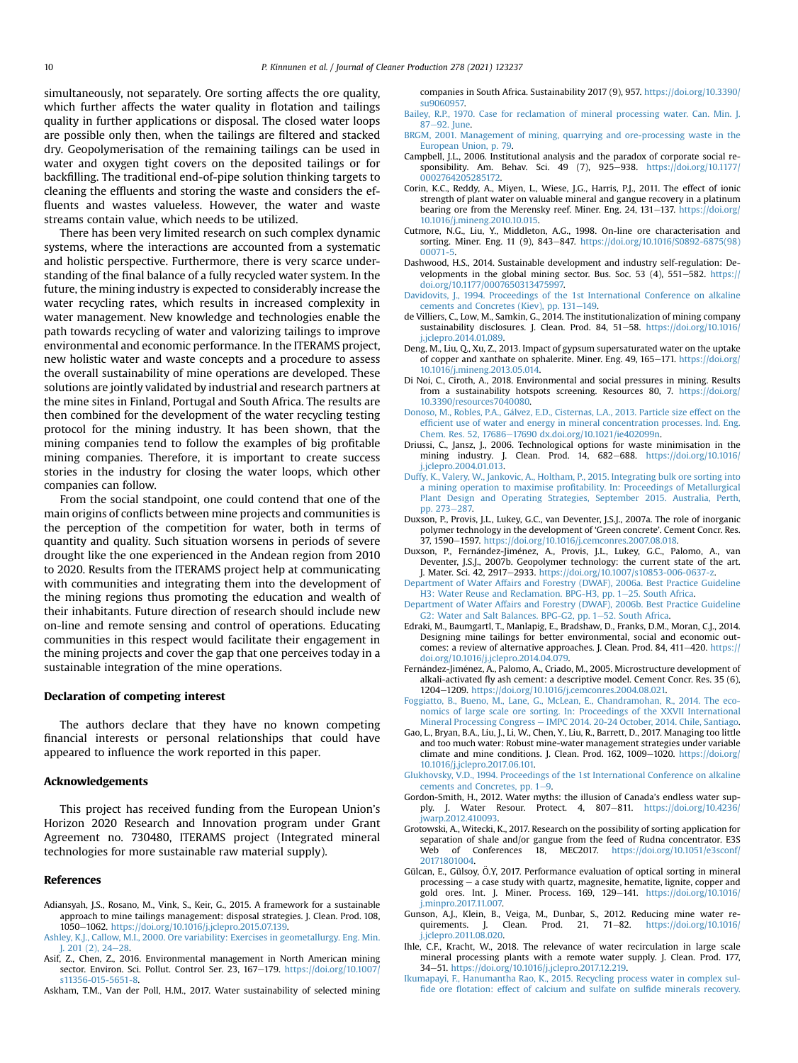simultaneously, not separately. Ore sorting affects the ore quality, which further affects the water quality in flotation and tailings quality in further applications or disposal. The closed water loops are possible only then, when the tailings are filtered and stacked dry. Geopolymerisation of the remaining tailings can be used in water and oxygen tight covers on the deposited tailings or for backfilling. The traditional end-of-pipe solution thinking targets to cleaning the effluents and storing the waste and considers the effluents and wastes valueless. However, the water and waste streams contain value, which needs to be utilized.

There has been very limited research on such complex dynamic systems, where the interactions are accounted from a systematic and holistic perspective. Furthermore, there is very scarce understanding of the final balance of a fully recycled water system. In the future, the mining industry is expected to considerably increase the water recycling rates, which results in increased complexity in water management. New knowledge and technologies enable the path towards recycling of water and valorizing tailings to improve environmental and economic performance. In the ITERAMS project, new holistic water and waste concepts and a procedure to assess the overall sustainability of mine operations are developed. These solutions are jointly validated by industrial and research partners at the mine sites in Finland, Portugal and South Africa. The results are then combined for the development of the water recycling testing protocol for the mining industry. It has been shown, that the mining companies tend to follow the examples of big profitable mining companies. Therefore, it is important to create success stories in the industry for closing the water loops, which other companies can follow.

From the social standpoint, one could contend that one of the main origins of conflicts between mine projects and communities is the perception of the competition for water, both in terms of quantity and quality. Such situation worsens in periods of severe drought like the one experienced in the Andean region from 2010 to 2020. Results from the ITERAMS project help at communicating with communities and integrating them into the development of the mining regions thus promoting the education and wealth of their inhabitants. Future direction of research should include new on-line and remote sensing and control of operations. Educating communities in this respect would facilitate their engagement in the mining projects and cover the gap that one perceives today in a sustainable integration of the mine operations.

## Declaration of competing interest

The authors declare that they have no known competing financial interests or personal relationships that could have appeared to influence the work reported in this paper.

## Acknowledgements

This project has received funding from the European Union's Horizon 2020 Research and Innovation program under Grant Agreement no. 730480, ITERAMS project (Integrated mineral technologies for more sustainable raw material supply).

## References

Adiansyah, J.S., Rosano, M., Vink, S., Keir, G., 2015. A framework for a sustainable approach to mine tailings management: disposal strategies. J. Clean. Prod. 108, 1050–1062. https://doi.org/10.1016/j.jclepro.2015.07.139.

Ashley, K.J., Callow, M.I., 2000. Ore variability: Exercises in geometallurgy. Eng. Min. J. 201 (2), 24–28.

Asif, Z., Chen, Z., 2016. Environmental management in North American mining sector. Environ. Sci. Pollut. Control Ser. 23, 167–179. https://doi.org/10.1007/s11356-015-5651-8.

Askham, T.M., Van der Poll, H.M., 2017. Water sustainability of selected mining companies in South Africa. Sustainability 2017 (9), 957. https://doi.org/10.3390/su9060957.

Bailey, R.P., 1970. Case for reclamation of mineral processing water. Can. Min. J. 87–92. June.

BRGM, 2001. Management of mining, quarrying and ore-processing waste in the European Union, p. 79.

Campbell, J.L., 2006. Institutional analysis and the paradox of corporate social responsibility. Am. Behav. Sci. 49 (7), 925–938. https://doi.org/10.1177/0002764205285172.

Corin, K.C., Reddy, A., Miyen, L., Wiese, J.G., Harris, P.J., 2011. The effect of ionic strength of plant water on valuable mineral and gangue recovery in a platinum bearing ore from the Merensky reef. Miner. Eng. 24, 131–137. https://doi.org/10.1016/j.mineng.2010.10.015.

Cutmore, N.G., Liu, Y., Middleton, A.G., 1998. On-line ore characterisation and sorting. Miner. Eng. 11 (9), 843–847. https://doi.org/10.1016/S0892-6875(98)00071-5.

Dashwood, H.S., 2014. Sustainable development and industry self-regulation: Developments in the global mining sector. Bus. Soc. 53 (4), 551–582. https://doi.org/10.1177/0007650313475997.

Davidovits, J., 1994. Proceedings of the 1st International Conference on alkaline cements and Concretes (Kiev), pp. 131–149.

de Villiers, C., Low, M., Samkin, G., 2014. The institutionalization of mining company sustainability disclosures. J. Clean. Prod. 84, 51–58. https://doi.org/10.1016/j.jclepro.2014.01.089.

Deng, M., Liu, Q., Xu, Z., 2013. Impact of gypsum supersaturated water on the uptake of copper and xanthate on sphalerite. Miner. Eng. 49, 165–171. https://doi.org/10.1016/j.mineng.2013.05.014.

Di Noi, C., Ciroth, A., 2018. Environmental and social pressures in mining. Results from a sustainability hotspots screening. Resources 80, 7. https://doi.org/10.3390/resources7040080.

Donoso, M., Robles, P.A., Gálvez, E.D., Cisternas, L.A., 2013. Particle size effect on the efficient use of water and energy in mineral concentration processes. Ind. Eng. Chem. Res. 52, 17686–17690 dx.doi.org/10.1021/ie402099n.

Driussi, C., Jansz, J., 2006. Technological options for waste minimisation in the mining industry. J. Clean. Prod. 14, 682–688. https://doi.org/10.1016/j.jclepro.2004.01.013.

Duffy, K., Valery, W., Jankovic, A., Holtham, P., 2015. Integrating bulk ore sorting into a mining operation to maximise profitability. In: Proceedings of Metallurgical Plant Design and Operating Strategies, September 2015. Australia, Perth, pp. 273–287.

Duxson, P., Provis, J.L., Lukey, G.C., van Deventer, J.S.J., 2007a. The role of inorganic polymer technology in the development of 'Green concrete'. Cement Concr. Res. 37, 1590–1597. https://doi.org/10.1016/j.cemconres.2007.08.018.

Duxson, P., Fernández-Jiménez, A., Provis, J.L., Lukey, G.C., Palomo, A., van Deventer, J.S.J., 2007b. Geopolymer technology: the current state of the art. J. Mater. Sci. 42, 2917–2933. https://doi.org/10.1007/s10853-006-0637-z.

Department of Water Affairs and Forestry (DWAF), 2006a. Best Practice Guideline H3: Water Reuse and Reclamation. BPG-H3, pp. 1–25. South Africa.

Department of Water Affairs and Forestry (DWAF), 2006b. Best Practice Guideline G2: Water and Salt Balances. BPG-G2, pp. 1–52. South Africa.

Edraki, M., Baumgartl, T., Manlapig, E., Bradshaw, D., Franks, D.M., Moran, C.J., 2014. Designing mine tailings for better environmental, social and economic outcomes: a review of alternative approaches. J. Clean. Prod. 84, 411–420. https://doi.org/10.1016/j.jclepro.2014.04.079.

Fernández-Jiménez, A., Palomo, A., Criado, M., 2005. Microstructure development of alkali-activated fly ash cement: a descriptive model. Cement Concr. Res. 35 (6), 1204–1209. https://doi.org/10.1016/j.cemconres.2004.08.021.

Foggiatto, B., Bueno, M., Lane, G., McLean, E., Chandramohan, R., 2014. The economics of large scale ore sorting. In: Proceedings of the XXVII International Mineral Processing Congress – IMPC 2014. 20-24 October, 2014. Chile, Santiago.

Gao, L., Bryan, B.A., Liu, J., Li, W., Chen, Y., Liu, R., Barrett, D., 2017. Managing too little and too much water: Robust mine-water management strategies under variable climate and mine conditions. J. Clean. Prod. 162, 1009–1020. https://doi.org/10.1016/j.jclepro.2017.06.101.

Glukhovsky, V.D., 1994. Proceedings of the 1st International Conference on alkaline cements and Concretes, pp. 1–9.

Gordon-Smith, H., 2012. Water myths: the illusion of Canada's endless water supply. J. Water Resour. Protect. 4, 807–811. https://doi.org/10.4236/jwarp.2012.410093.

Grotowski, A., Witecki, K., 2017. Research on the possibility of sorting application for separation of shale and/or gangue from the feed of Rudna concentrator. E3S Web of Conferences 18, MEC2017. https://doi.org/10.1051/e3sconf/20171801004.

Gülcan, E., Gülsoy, Ö.Y, 2017. Performance evaluation of optical sorting in mineral processing – a case study with quartz, magnesite, hematite, lignite, copper and gold ores. Int. J. Miner. Process. 169, 129–141. https://doi.org/10.1016/j.minpro.2017.11.007.

Gunson, A.J., Klein, B., Veiga, M., Dunbar, S., 2012. Reducing mine water requirements. J. Clean. Prod. 21, 71–82. https://doi.org/10.1016/j.jclepro.2011.08.020.

Ihle, C.F., Kracht, W., 2018. The relevance of water recirculation in large scale mineral processing plants with a remote water supply. J. Clean. Prod. 177, 34–51. https://doi.org/10.1016/j.jclepro.2017.12.219.

Ikumapayi, F., Hanumantha Rao, K., 2015. Recycling process water in complex sulfide ore flotation: effect of calcium and sulfate on sulfide minerals recovery.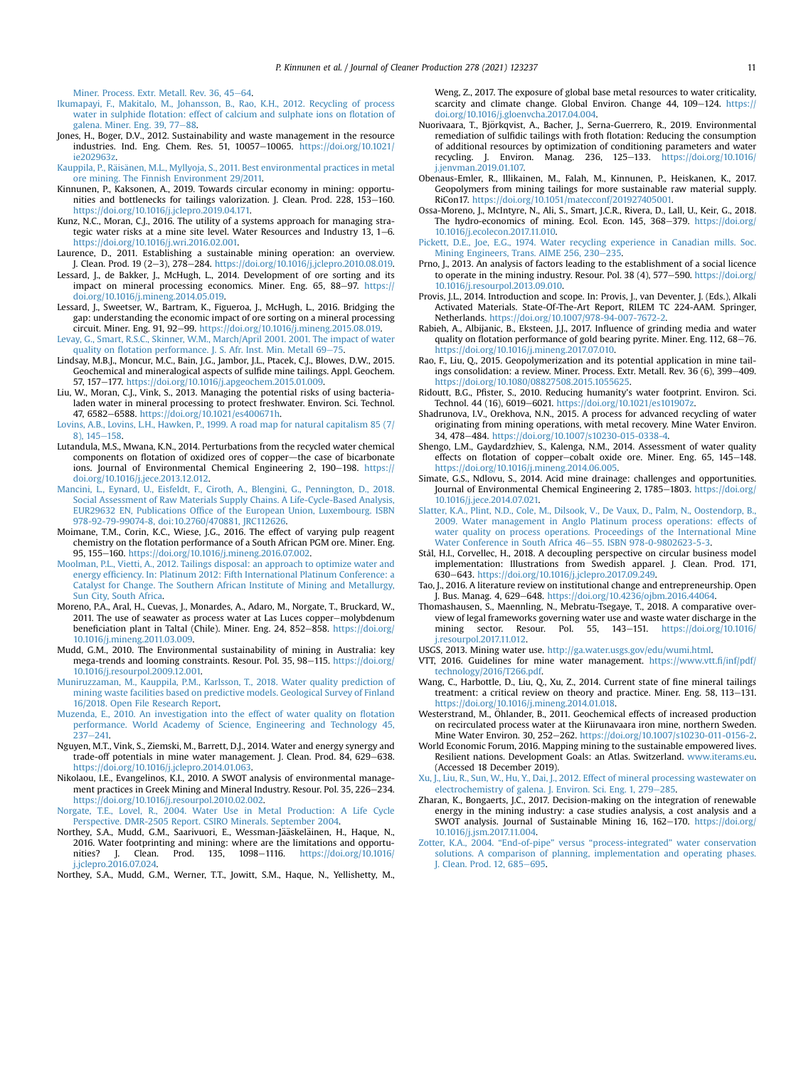Miner. Process. Extr. Metall. Rev. 36, 45–64.

Ikumapayi, F., Makitalo, M., Johansson, B., Rao, K.H., 2012. Recycling of process water in sulphide flotation: effect of calcium and sulphate ions on flotation of galena. Miner. Eng. 39, 77–88.

Jones, H., Boger, D.V., 2012. Sustainability and waste management in the resource industries. Ind. Eng. Chem. Res. 51, 10057–10065. https://doi.org/10.1021/ie202963z.

Kauppila, P., Räisänen, M.L., Myllyoja, S., 2011. Best environmental practices in metal ore mining. The Finnish Environment 29/2011.

Kinnunen, P., Kaksonen, A., 2019. Towards circular economy in mining: opportunities and bottlenecks for tailings valorization. J. Clean. Prod. 228, 153–160. https://doi.org/10.1016/j.jclepro.2019.04.171.

Kunz, N.C., Moran, C.J., 2016. The utility of a systems approach for managing strategic water risks at a mine site level. Water Resources and Industry 13, 1–6. https://doi.org/10.1016/j.wri.2016.02.001.

Laurence, D., 2011. Establishing a sustainable mining operation: an overview. J. Clean. Prod. 19 (2–3), 278–284. https://doi.org/10.1016/j.jclepro.2010.08.019.

Lessard, J., de Bakker, J., McHugh, L., 2014. Development of ore sorting and its impact on mineral processing economics. Miner. Eng. 65, 88–97. https://doi.org/10.1016/j.mineng.2014.05.019.

Lessard, J., Sweetser, W., Bartram, K., Figueroa, J., McHugh, L., 2016. Bridging the gap: understanding the economic impact of ore sorting on a mineral processing circuit. Miner. Eng. 91, 92–99. https://doi.org/10.1016/j.mineng.2015.08.019.

Levay, G., Smart, R.S.C., Skinner, W.M., March/April 2001. 2001. The impact of water quality on flotation performance. J. S. Afr. Inst. Min. Metall 69–75.

Lindsay, M.B.J., Moncur, M.C., Bain, J.G., Jambor, J.L., Ptacek, C.J., Blowes, D.W., 2015. Geochemical and mineralogical aspects of sulfide mine tailings. Appl. Geochem. 57, 157–177. https://doi.org/10.1016/j.apgeochem.2015.01.009.

Liu, W., Moran, C.J., Vink, S., 2013. Managing the potential risks of using bacteria-laden water in mineral processing to protect freshwater. Environ. Sci. Technol. 47, 6582–6588. https://doi.org/10.1021/es400671h.

Lovins, A.B., Lovins, L.H., Hawken, P., 1999. A road map for natural capitalism 85 (7/8), 145–158.

Lutandula, M.S., Mwana, K.N., 2014. Perturbations from the recycled water chemical components on flotation of oxidized ores of copper—the case of bicarbonate ions. Journal of Environmental Chemical Engineering 2, 190–198. https://doi.org/10.1016/j.jece.2013.12.012.

Mancini, L., Eynard, U., Eisfeldt, F., Ciroth, A., Blengini, G., Pennington, D., 2018. Social Assessment of Raw Materials Supply Chains. A Life-Cycle-Based Analysis, EUR29632 EN, Publications Office of the European Union, Luxembourg. ISBN 978-92-79-99074-8, doi:10.2760/470881, JRC112626.

Moimane, T.M., Corin, K.C., Wiese, J.G., 2016. The effect of varying pulp reagent chemistry on the flotation performance of a South African PGM ore. Miner. Eng. 95, 155–160. https://doi.org/10.1016/j.mineng.2016.07.002.

Moolman, P.L., Vietti, A., 2012. Tailings disposal: an approach to optimize water and energy efficiency. In: Platinum 2012: Fifth International Platinum Conference: a Catalyst for Change. The Southern African Institute of Mining and Metallurgy, Sun City, South Africa.

Moreno, P.A., Aral, H., Cuevas, J., Monardes, A., Adaro, M., Norgate, T., Bruckard, W., 2011. The use of seawater as process water at Las Luces copper—molybdenum beneficiation plant in Taltal (Chile). Miner. Eng. 24, 852–858. https://doi.org/10.1016/j.mineng.2011.03.009.

Mudd, G.M., 2010. The Environmental sustainability of mining in Australia: key mega-trends and looming constraints. Resour. Pol. 35, 98–115. https://doi.org/10.1016/j.resourpol.2009.12.001.

Muniruzzaman, M., Kauppila, P.M., Karlsson, T., 2018. Water quality prediction of mining waste facilities based on predictive models. Geological Survey of Finland 16/2018. Open File Research Report.

Muzenda, E., 2010. An investigation into the effect of water quality on flotation performance. World Academy of Science, Engineering and Technology 45, 237–241.

Nguyen, M.T., Vink, S., Ziemski, M., Barrett, D.J., 2014. Water and energy synergy and trade-off potentials in mine water management. J. Clean. Prod. 84, 629–638. https://doi.org/10.1016/j.jclepro.2014.01.063.

Nikolaou, I.E., Evangelinos, K.I., 2010. A SWOT analysis of environmental management practices in Greek Mining and Mineral Industry. Resour. Pol. 35, 226–234. https://doi.org/10.1016/j.resourpol.2010.02.002.

Norgate, T.E., Lovel, R., 2004. Water Use in Metal Production: A Life Cycle Perspective. DMR-2505 Report. CSIRO Minerals. September 2004.

Northey, S.A., Mudd, G.M., Saarivuori, E., Wessman-Jääskeläinen, H., Haque, N., 2016. Water footprinting and mining: where are the limitations and opportunities? J. Clean. Prod. 135, 1098–1116. https://doi.org/10.1016/j.jclepro.2016.07.024.

Northey, S.A., Mudd, G.M., Werner, T.T., Jowitt, S.M., Haque, N., Yellishetty, M., Weng, Z., 2017. The exposure of global base metal resources to water criticality, scarcity and climate change. Global Environ. Change 44, 109–124. https://doi.org/10.1016/j.gloenvcha.2017.04.004.

Nuorivaara, T., Björkqvist, A., Bacher, J., Serna-Guerrero, R., 2019. Environmental remediation of sulfidic tailings with froth flotation: Reducing the consumption of additional resources by optimization of conditioning parameters and water recycling. J. Environ. Manag. 236, 125–133. https://doi.org/10.1016/j.jenvman.2019.01.107.

Obenaus-Emler, R., Illikainen, M., Falah, M., Kinnunen, P., Heiskanen, K., 2017. Geopolymers from mining tailings for more sustainable raw material supply. RiCon17. https://doi.org/10.1051/matecconf/201927405001.

Ossa-Moreno, J., McIntyre, N., Ali, S., Smart, J.C.R., Rivera, D., Lall, U., Keir, G., 2018. The hydro-economics of mining. Ecol. Econ. 145, 368–379. https://doi.org/10.1016/j.ecolecon.2017.11.010.

Pickett, D.E., Joe, E.G., 1974. Water recycling experience in Canadian mills. Soc. Mining Engineers, Trans. AIME 256, 230–235.

Prno, J., 2013. An analysis of factors leading to the establishment of a social licence to operate in the mining industry. Resour. Pol. 38 (4), 577–590. https://doi.org/10.1016/j.resourpol.2013.09.010.

Provis, J.L., 2014. Introduction and scope. In: Provis, J., van Deventer, J. (Eds.), Alkali Activated Materials. State-Of-The-Art Report, RILEM TC 224-AAM. Springer, Netherlands. https://doi.org/10.1007/978-94-007-7672-2.

Rabieh, A., Albijanic, B., Eksteen, J.J., 2017. Influence of grinding media and water quality on flotation performance of gold bearing pyrite. Miner. Eng. 112, 68–76. https://doi.org/10.1016/j.mineng.2017.07.010.

Rao, F., Liu, Q., 2015. Geopolymerization and its potential application in mine tailings consolidation: a review. Miner. Process. Extr. Metall. Rev. 36 (6), 399–409. https://doi.org/10.1080/08827508.2015.1055625.

Ridoutt, B.G., Pfister, S., 2010. Reducing humanity's water footprint. Environ. Sci. Technol. 44 (16), 6019–6021. https://doi.org/10.1021/es101907z.

Shadrunova, I.V., Orekhova, N.N., 2015. A process for advanced recycling of water originating from mining operations, with metal recovery. Mine Water Environ. 34, 478–484. https://doi.org/10.1007/s10230-015-0338-4.

Shengo, L.M., Gaydardzhiev, S., Kalenga, N.M., 2014. Assessment of water quality effects on flotation of copper–cobalt oxide ore. Miner. Eng. 65, 145–148. https://doi.org/10.1016/j.mineng.2014.06.005.

Simate, G.S., Ndlovu, S., 2014. Acid mine drainage: challenges and opportunities. Journal of Environmental Chemical Engineering 2, 1785–1803. https://doi.org/10.1016/j.jece.2014.07.021.

Slatter, K.A., Plint, N.D., Cole, M., Dilsook, V., De Vaux, D., Palm, N., Oostendorp, B., 2009. Water management in Anglo Platinum process operations: effects of water quality on process operations. Proceedings of the International Mine Water Conference in South Africa 46–55. ISBN 978-0-9802623-5-3.

Stål, H.I., Corvellec, H., 2018. A decoupling perspective on circular business model implementation: Illustrations from Swedish apparel. J. Clean. Prod. 171, 630–643. https://doi.org/10.1016/j.jclepro.2017.09.249.

Tao, J., 2016. A literature review on institutional change and entrepreneurship. Open J. Bus. Manag. 4, 629–648. https://doi.org/10.4236/ojbm.2016.44064.

Thomashausen, S., Maennling, N., Mebratu-Tsegaye, T., 2018. A comparative overview of legal frameworks governing water use and waste water discharge in the mining sector. Resour. Pol. 55, 143–151. https://doi.org/10.1016/j.resourpol.2017.11.012.

USGS, 2013. Mining water use. http://ga.water.usgs.gov/edu/wumi.html.

VTT, 2016. Guidelines for mine water management. https://www.vtt.fi/inf/pdf/technology/2016/T266.pdf.

Wang, C., Harbottle, D., Liu, Q., Xu, Z., 2014. Current state of fine mineral tailings treatment: a critical review on theory and practice. Miner. Eng. 58, 113–131. https://doi.org/10.1016/j.mineng.2014.01.018.

Westerstrand, M., Öhlander, B., 2011. Geochemical effects of increased production on recirculated process water at the Kiirunavaara iron mine, northern Sweden. Mine Water Environ. 30, 252–262. https://doi.org/10.1007/s10230-011-0156-2.

World Economic Forum, 2016. Mapping mining to the sustainable empowered lives. Resilient nations. Development Goals: an Atlas. Switzerland. www.iterams.eu. (Accessed 18 December 2019).

Xu, J., Liu, R., Sun, W., Hu, Y., Dai, J., 2012. Effect of mineral processing wastewater on electrochemistry of galena. J. Environ. Sci. Eng. 1, 279–285.

Zharan, K., Bongaerts, J.C., 2017. Decision-making on the integration of renewable energy in the mining industry: a case studies analysis, a cost analysis and a SWOT analysis. Journal of Sustainable Mining 16, 162–170. https://doi.org/10.1016/j.jsm.2017.11.004.

Zotter, K.A., 2004. "End-of-pipe" versus "process-integrated" water conservation solutions. A comparison of planning, implementation and operating phases. J. Clean. Prod. 12, 685–695.